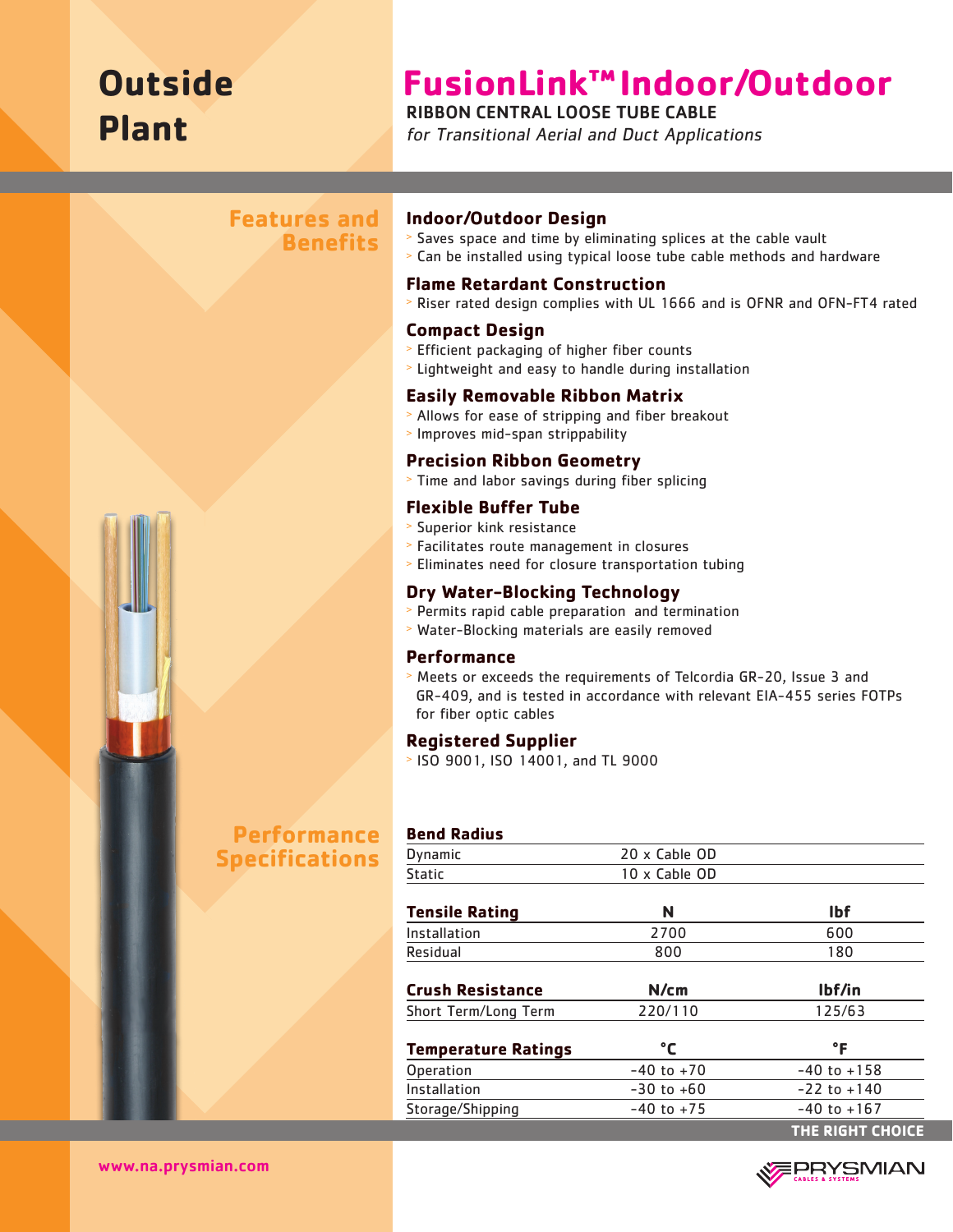# Outside Plant

# FusionLink™ Indoor/Outdoor

**RIBBON CENTRAL LOOSE TUBE CABLE**

*for Transitional Aerial and Duct Applications*

## Features and Benefits

### Indoor/Outdoor Design
- Saves space and time by eliminating splices at the cable vault
- Can be installed using typical loose tube cable methods and hardware

### Flame Retardant Construction
- Riser rated design complies with UL 1666 and is OFNR and OFN-FT4 rated

### Compact Design
- Efficient packaging of higher fiber counts
- Lightweight and easy to handle during installation

### Easily Removable Ribbon Matrix
- Allows for ease of stripping and fiber breakout
- Improves mid-span strippability

### Precision Ribbon Geometry
- Time and labor savings during fiber splicing

### Flexible Buffer Tube
- Superior kink resistance
- Facilitates route management in closures
- Eliminates need for closure transportation tubing

### Dry Water-Blocking Technology
- Permits rapid cable preparation and termination
- Water-Blocking materials are easily removed

### Performance
- Meets or exceeds the requirements of Telcordia GR-20, Issue 3 and GR-409, and is tested in accordance with relevant EIA-455 series FOTPs for fiber optic cables

### Registered Supplier
- ISO 9001, ISO 14001, and TL 9000

## Performance Specifications

| Bend Radius | |
|---|---|
| Dynamic | 20 x Cable OD |
| Static | 10 x Cable OD |

| Tensile Rating | N | lbf |
|---|---|---|
| Installation | 2700 | 600 |
| Residual | 800 | 180 |

| Crush Resistance | N/cm | lbf/in |
|---|---|---|
| Short Term/Long Term | 220/110 | 125/63 |

| Temperature Ratings | °C | °F |
|---|---|---|
| Operation | -40 to +70 | -40 to +158 |
| Installation | -30 to +60 | -22 to +140 |
| Storage/Shipping | -40 to +75 | -40 to +167 |

THE RIGHT CHOICE

www.na.prysmian.com

PRYSMIAN CABLES & SYSTEMS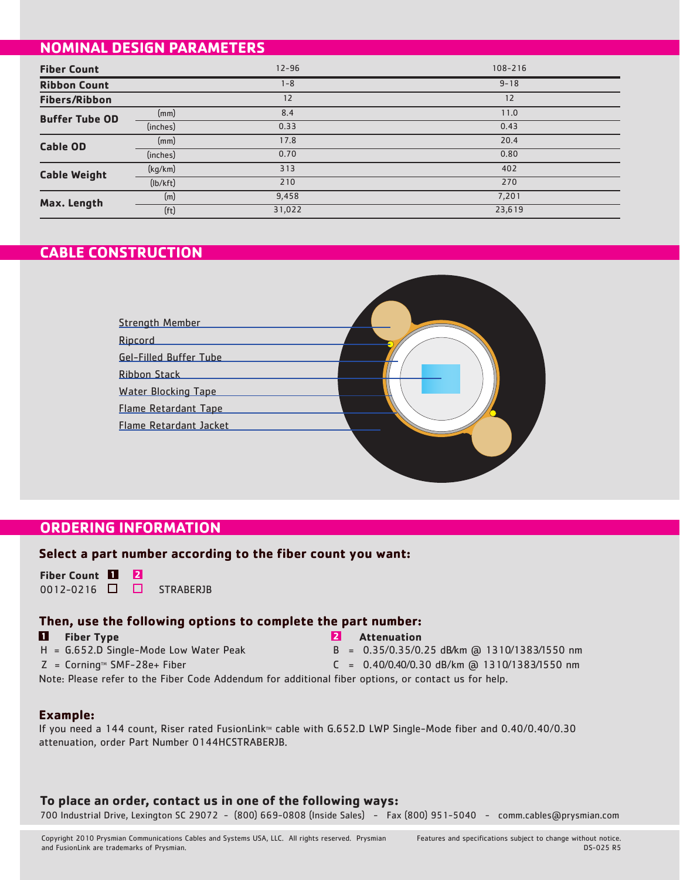## NOMINAL DESIGN PARAMETERS

| | | | |
|---|---|---|---|
| **Fiber Count** | | 12-96 | 108-216 |
| **Ribbon Count** | | 1-8 | 9-18 |
| **Fibers/Ribbon** | | 12 | 12 |
| **Buffer Tube OD** | (mm) | 8.4 | 11.0 |
| | (inches) | 0.33 | 0.43 |
| **Cable OD** | (mm) | 17.8 | 20.4 |
| | (inches) | 0.70 | 0.80 |
| **Cable Weight** | (kg/km) | 313 | 402 |
| | (lb/kft) | 210 | 270 |
| **Max. Length** | (m) | 9,458 | 7,201 |
| | (ft) | 31,022 | 23,619 |

## CABLE CONSTRUCTION

Strength Member
Ripcord
Gel-Filled Buffer Tube
Ribbon Stack
Water Blocking Tape
Flame Retardant Tape
Flame Retardant Jacket

## ORDERING INFORMATION

### Select a part number according to the fiber count you want:

**Fiber Count** 1 2
0012-0216 ☐ ☐ STRABERJB

### Then, use the following options to complete the part number:

**1 Fiber Type**
H = G.652.D Single-Mode Low Water Peak
Z = Corning™ SMF-28e+ Fiber

**2 Attenuation**
B = 0.35/0.35/0.25 dB/km @ 1310/1383/1550 nm
C = 0.40/0.40/0.30 dB/km @ 1310/1383/1550 nm

Note: Please refer to the Fiber Code Addendum for additional fiber options, or contact us for help.

### Example:

If you need a 144 count, Riser rated FusionLink™ cable with G.652.D LWP Single-Mode fiber and 0.40/0.40/0.30 attenuation, order Part Number 0144HCSTRABERJB.

### To place an order, contact us in one of the following ways:

700 Industrial Drive, Lexington SC 29072 - (800) 669-0808 (Inside Sales) - Fax (800) 951-5040 - comm.cables@prysmian.com

Copyright 2010 Prysmian Communications Cables and Systems USA, LLC. All rights reserved. Prysmian and FusionLink are trademarks of Prysmian.

Features and specifications subject to change without notice.
DS-025 R5